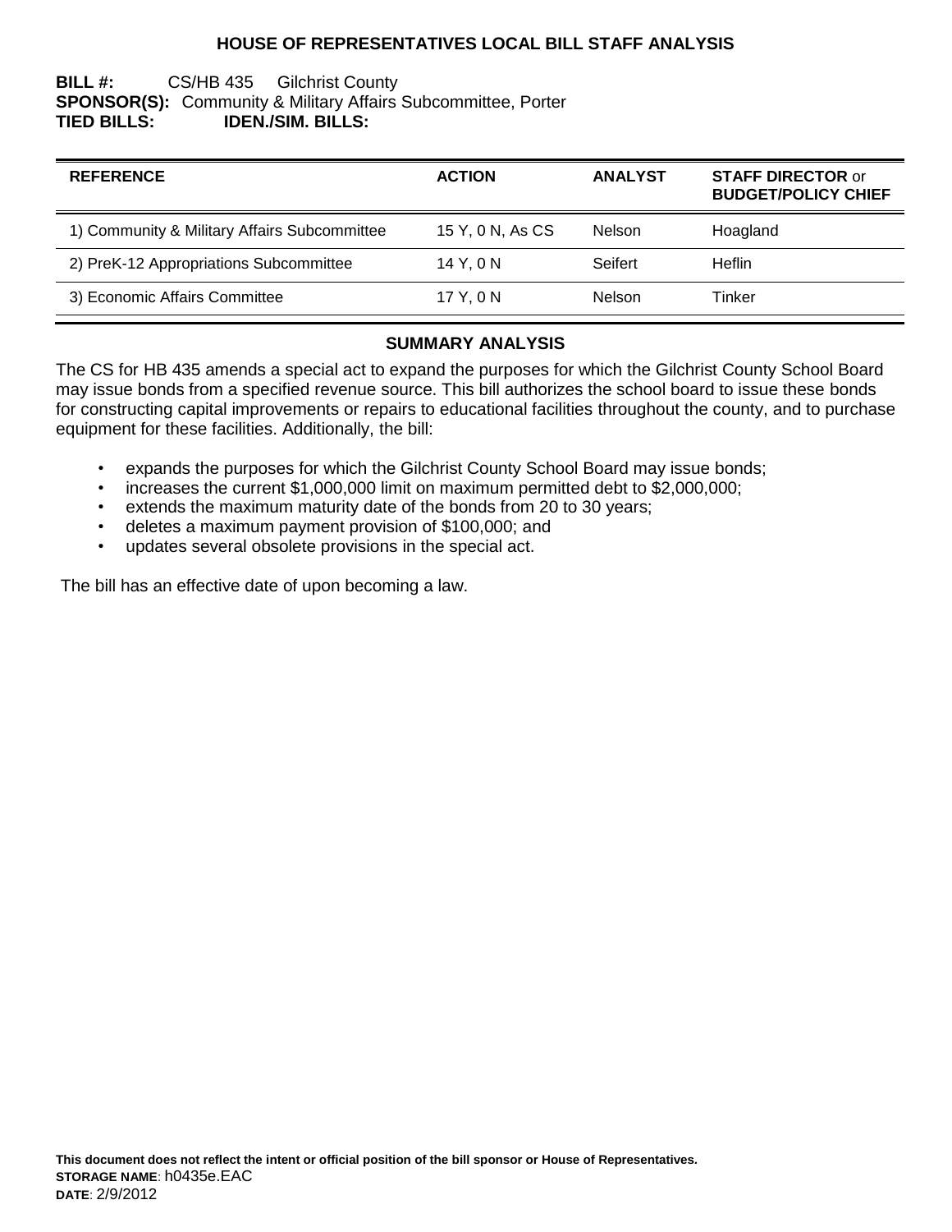# HOUSE OF REPRESENTATIVES LOCAL BILL STAFF ANALYSIS

**BILL #:** CS/HB 435 Gilchrist County
**SPONSOR(S):** Community & Military Affairs Subcommittee, Porter
**TIED BILLS:** **IDEN./SIM. BILLS:**

| REFERENCE | ACTION | ANALYST | STAFF DIRECTOR or BUDGET/POLICY CHIEF |
|---|---|---|---|
| 1) Community & Military Affairs Subcommittee | 15 Y, 0 N, As CS | Nelson | Hoagland |
| 2) PreK-12 Appropriations Subcommittee | 14 Y, 0 N | Seifert | Heflin |
| 3) Economic Affairs Committee | 17 Y, 0 N | Nelson | Tinker |

## SUMMARY ANALYSIS

The CS for HB 435 amends a special act to expand the purposes for which the Gilchrist County School Board may issue bonds from a specified revenue source. This bill authorizes the school board to issue these bonds for constructing capital improvements or repairs to educational facilities throughout the county, and to purchase equipment for these facilities. Additionally, the bill:

- expands the purposes for which the Gilchrist County School Board may issue bonds;
- increases the current $1,000,000 limit on maximum permitted debt to $2,000,000;
- extends the maximum maturity date of the bonds from 20 to 30 years;
- deletes a maximum payment provision of $100,000; and
- updates several obsolete provisions in the special act.

The bill has an effective date of upon becoming a law.

**This document does not reflect the intent or official position of the bill sponsor or House of Representatives.**
**STORAGE NAME**: h0435e.EAC
**DATE**: 2/9/2012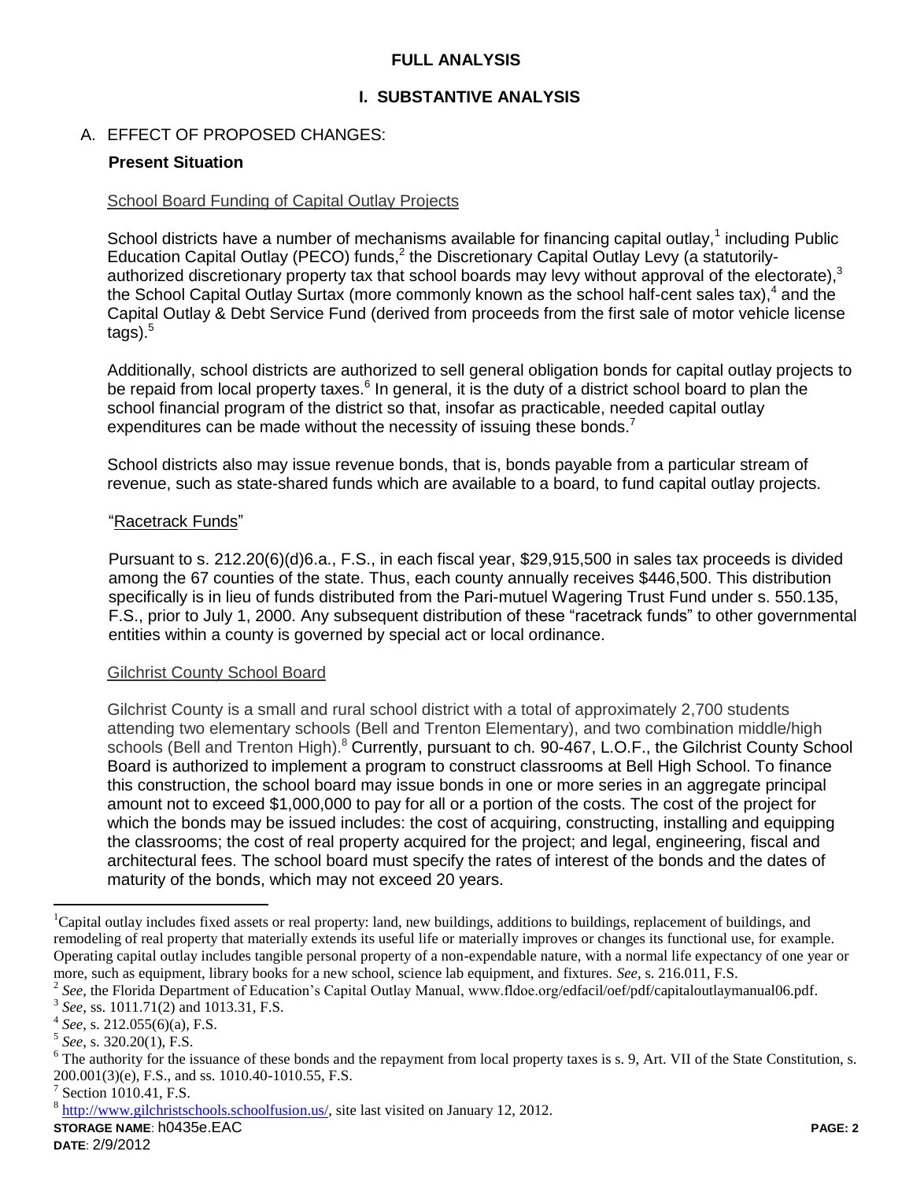# FULL ANALYSIS

## I. SUBSTANTIVE ANALYSIS

### A. EFFECT OF PROPOSED CHANGES:

**Present Situation**

School Board Funding of Capital Outlay Projects

School districts have a number of mechanisms available for financing capital outlay,[1] including Public Education Capital Outlay (PECO) funds,[2] the Discretionary Capital Outlay Levy (a statutorily-authorized discretionary property tax that school boards may levy without approval of the electorate),[3] the School Capital Outlay Surtax (more commonly known as the school half-cent sales tax),[4] and the Capital Outlay & Debt Service Fund (derived from proceeds from the first sale of motor vehicle license tags).[5]

Additionally, school districts are authorized to sell general obligation bonds for capital outlay projects to be repaid from local property taxes.[6] In general, it is the duty of a district school board to plan the school financial program of the district so that, insofar as practicable, needed capital outlay expenditures can be made without the necessity of issuing these bonds.[7]

School districts also may issue revenue bonds, that is, bonds payable from a particular stream of revenue, such as state-shared funds which are available to a board, to fund capital outlay projects.

"Racetrack Funds"

Pursuant to s. 212.20(6)(d)6.a., F.S., in each fiscal year, $29,915,500 in sales tax proceeds is divided among the 67 counties of the state. Thus, each county annually receives $446,500. This distribution specifically is in lieu of funds distributed from the Pari-mutuel Wagering Trust Fund under s. 550.135, F.S., prior to July 1, 2000. Any subsequent distribution of these "racetrack funds" to other governmental entities within a county is governed by special act or local ordinance.

Gilchrist County School Board

Gilchrist County is a small and rural school district with a total of approximately 2,700 students attending two elementary schools (Bell and Trenton Elementary), and two combination middle/high schools (Bell and Trenton High).[8] Currently, pursuant to ch. 90-467, L.O.F., the Gilchrist County School Board is authorized to implement a program to construct classrooms at Bell High School. To finance this construction, the school board may issue bonds in one or more series in an aggregate principal amount not to exceed $1,000,000 to pay for all or a portion of the costs. The cost of the project for which the bonds may be issued includes: the cost of acquiring, constructing, installing and equipping the classrooms; the cost of real property acquired for the project; and legal, engineering, fiscal and architectural fees. The school board must specify the rates of interest of the bonds and the dates of maturity of the bonds, which may not exceed 20 years.

---

[1] Capital outlay includes fixed assets or real property: land, new buildings, additions to buildings, replacement of buildings, and remodeling of real property that materially extends its useful life or materially improves or changes its functional use, for example. Operating capital outlay includes tangible personal property of a non-expendable nature, with a normal life expectancy of one year or more, such as equipment, library books for a new school, science lab equipment, and fixtures. *See*, s. 216.011, F.S.

[2] *See*, the Florida Department of Education's Capital Outlay Manual, www.fldoe.org/edfacil/oef/pdf/capitaloutlaymanual06.pdf.

[3] *See*, ss. 1011.71(2) and 1013.31, F.S.

[4] *See*, s. 212.055(6)(a), F.S.

[5] *See*, s. 320.20(1), F.S.

[6] The authority for the issuance of these bonds and the repayment from local property taxes is s. 9, Art. VII of the State Constitution, s. 200.001(3)(e), F.S., and ss. 1010.40-1010.55, F.S.

[7] Section 1010.41, F.S.

[8] http://www.gilchristschools.schoolfusion.us/, site last visited on January 12, 2012.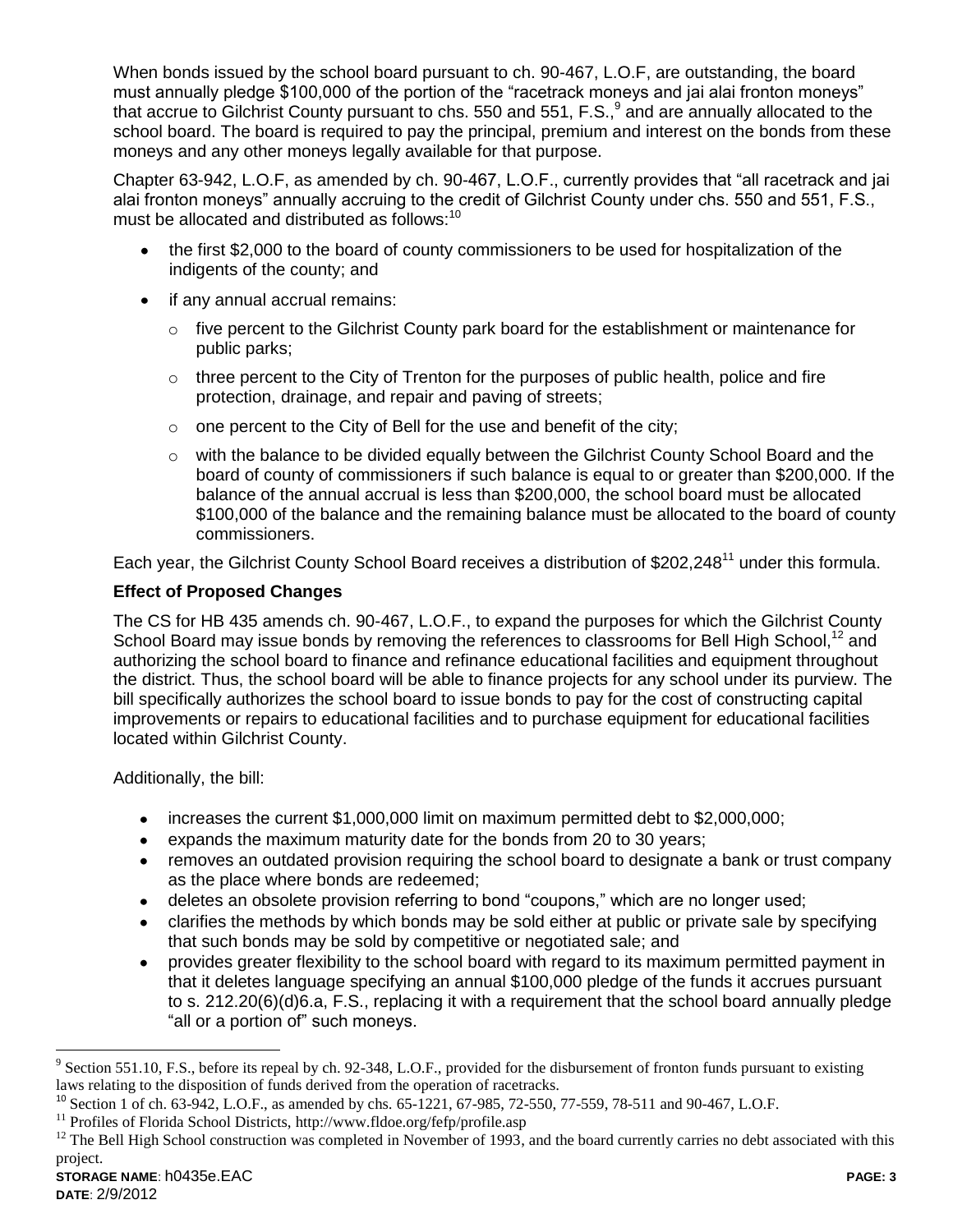When bonds issued by the school board pursuant to ch. 90-467, L.O.F, are outstanding, the board must annually pledge $100,000 of the portion of the "racetrack moneys and jai alai fronton moneys" that accrue to Gilchrist County pursuant to chs. 550 and 551, F.S.,[9] and are annually allocated to the school board. The board is required to pay the principal, premium and interest on the bonds from these moneys and any other moneys legally available for that purpose.

Chapter 63-942, L.O.F, as amended by ch. 90-467, L.O.F., currently provides that "all racetrack and jai alai fronton moneys" annually accruing to the credit of Gilchrist County under chs. 550 and 551, F.S., must be allocated and distributed as follows:[10]

- the first $2,000 to the board of county commissioners to be used for hospitalization of the indigents of the county; and
- if any annual accrual remains:
  - five percent to the Gilchrist County park board for the establishment or maintenance for public parks;
  - three percent to the City of Trenton for the purposes of public health, police and fire protection, drainage, and repair and paving of streets;
  - one percent to the City of Bell for the use and benefit of the city;
  - with the balance to be divided equally between the Gilchrist County School Board and the board of county of commissioners if such balance is equal to or greater than $200,000. If the balance of the annual accrual is less than $200,000, the school board must be allocated $100,000 of the balance and the remaining balance must be allocated to the board of county commissioners.

Each year, the Gilchrist County School Board receives a distribution of $202,248[11] under this formula.

**Effect of Proposed Changes**

The CS for HB 435 amends ch. 90-467, L.O.F., to expand the purposes for which the Gilchrist County School Board may issue bonds by removing the references to classrooms for Bell High School,[12] and authorizing the school board to finance and refinance educational facilities and equipment throughout the district. Thus, the school board will be able to finance projects for any school under its purview. The bill specifically authorizes the school board to issue bonds to pay for the cost of constructing capital improvements or repairs to educational facilities and to purchase equipment for educational facilities located within Gilchrist County.

Additionally, the bill:

- increases the current $1,000,000 limit on maximum permitted debt to $2,000,000;
- expands the maximum maturity date for the bonds from 20 to 30 years;
- removes an outdated provision requiring the school board to designate a bank or trust company as the place where bonds are redeemed;
- deletes an obsolete provision referring to bond "coupons," which are no longer used;
- clarifies the methods by which bonds may be sold either at public or private sale by specifying that such bonds may be sold by competitive or negotiated sale; and
- provides greater flexibility to the school board with regard to its maximum permitted payment in that it deletes language specifying an annual $100,000 pledge of the funds it accrues pursuant to s. 212.20(6)(d)6.a, F.S., replacing it with a requirement that the school board annually pledge "all or a portion of" such moneys.

---

[9] Section 551.10, F.S., before its repeal by ch. 92-348, L.O.F., provided for the disbursement of fronton funds pursuant to existing laws relating to the disposition of funds derived from the operation of racetracks.

[10] Section 1 of ch. 63-942, L.O.F., as amended by chs. 65-1221, 67-985, 72-550, 77-559, 78-511 and 90-467, L.O.F.

[11] Profiles of Florida School Districts, http://www.fldoe.org/fefp/profile.asp

[12] The Bell High School construction was completed in November of 1993, and the board currently carries no debt associated with this project.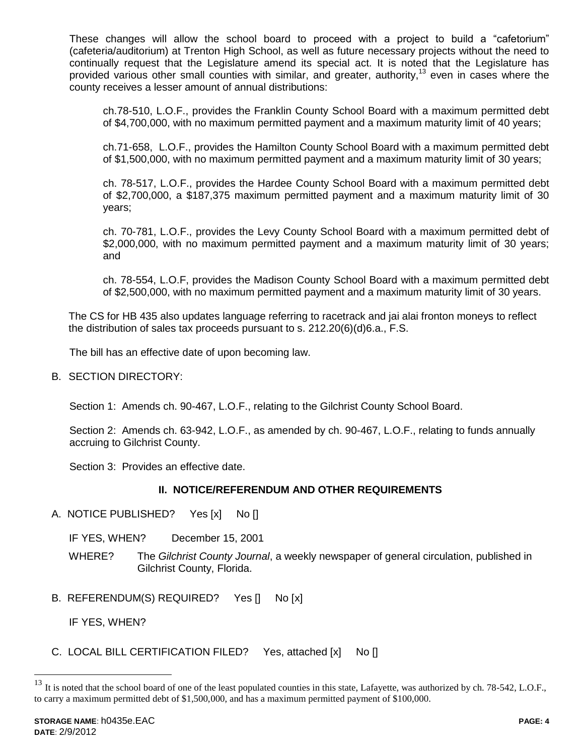These changes will allow the school board to proceed with a project to build a "cafetorium" (cafeteria/auditorium) at Trenton High School, as well as future necessary projects without the need to continually request that the Legislature amend its special act. It is noted that the Legislature has provided various other small counties with similar, and greater, authority,[13] even in cases where the county receives a lesser amount of annual distributions:

> ch.78-510, L.O.F., provides the Franklin County School Board with a maximum permitted debt of $4,700,000, with no maximum permitted payment and a maximum maturity limit of 40 years;
>
> ch.71-658, L.O.F., provides the Hamilton County School Board with a maximum permitted debt of $1,500,000, with no maximum permitted payment and a maximum maturity limit of 30 years;
>
> ch. 78-517, L.O.F., provides the Hardee County School Board with a maximum permitted debt of $2,700,000, a $187,375 maximum permitted payment and a maximum maturity limit of 30 years;
>
> ch. 70-781, L.O.F., provides the Levy County School Board with a maximum permitted debt of $2,000,000, with no maximum permitted payment and a maximum maturity limit of 30 years; and
>
> ch. 78-554, L.O.F, provides the Madison County School Board with a maximum permitted debt of $2,500,000, with no maximum permitted payment and a maximum maturity limit of 30 years.

The CS for HB 435 also updates language referring to racetrack and jai alai fronton moneys to reflect the distribution of sales tax proceeds pursuant to s. 212.20(6)(d)6.a., F.S.

The bill has an effective date of upon becoming law.

B. SECTION DIRECTORY:

Section 1: Amends ch. 90-467, L.O.F., relating to the Gilchrist County School Board.

Section 2: Amends ch. 63-942, L.O.F., as amended by ch. 90-467, L.O.F., relating to funds annually accruing to Gilchrist County.

Section 3: Provides an effective date.

## II. NOTICE/REFERENDUM AND OTHER REQUIREMENTS

A. NOTICE PUBLISHED? Yes [x] No []

IF YES, WHEN? December 15, 2001

WHERE? The *Gilchrist County Journal*, a weekly newspaper of general circulation, published in Gilchrist County, Florida.

B. REFERENDUM(S) REQUIRED? Yes [] No [x]

IF YES, WHEN?

C. LOCAL BILL CERTIFICATION FILED? Yes, attached [x] No []

---

[13] It is noted that the school board of one of the least populated counties in this state, Lafayette, was authorized by ch. 78-542, L.O.F., to carry a maximum permitted debt of $1,500,000, and has a maximum permitted payment of $100,000.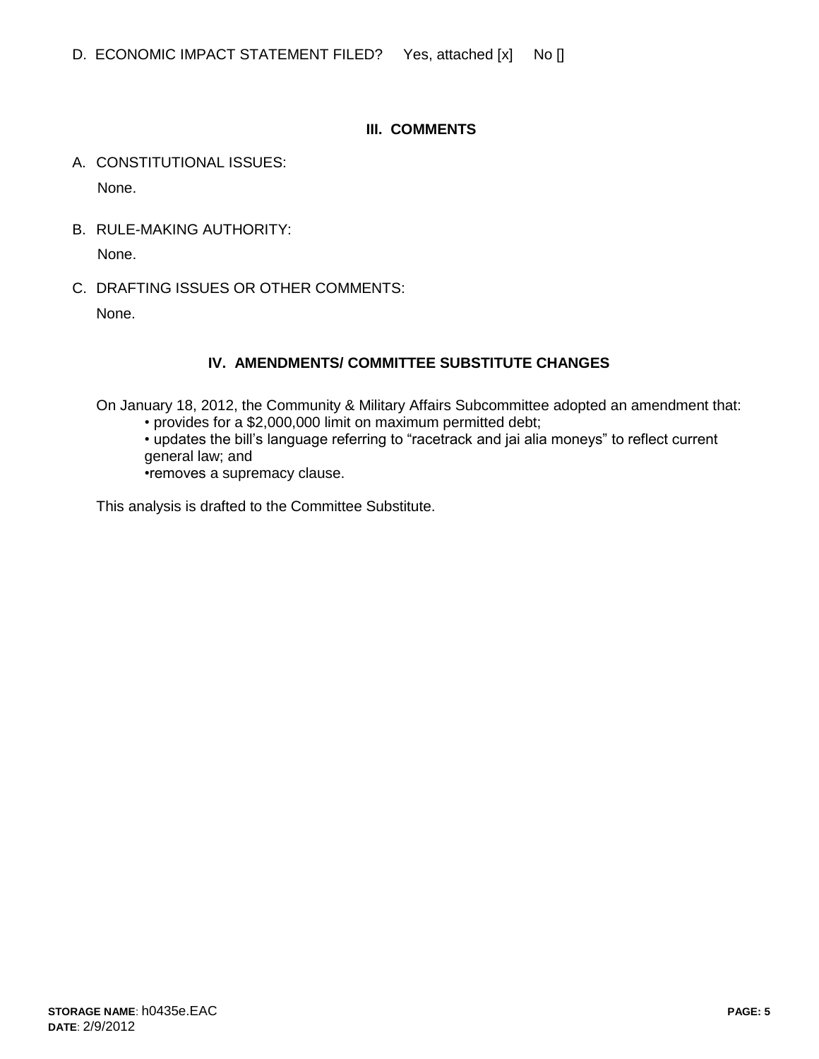D. ECONOMIC IMPACT STATEMENT FILED? Yes, attached [x] No []

## III. COMMENTS

A. CONSTITUTIONAL ISSUES:

None.

B. RULE-MAKING AUTHORITY:

None.

C. DRAFTING ISSUES OR OTHER COMMENTS:

None.

## IV. AMENDMENTS/ COMMITTEE SUBSTITUTE CHANGES

On January 18, 2012, the Community & Military Affairs Subcommittee adopted an amendment that:

- provides for a $2,000,000 limit on maximum permitted debt;
- updates the bill's language referring to "racetrack and jai alia moneys" to reflect current general law; and
- removes a supremacy clause.

This analysis is drafted to the Committee Substitute.

**STORAGE NAME**: h0435e.EAC
**DATE**: 2/9/2012